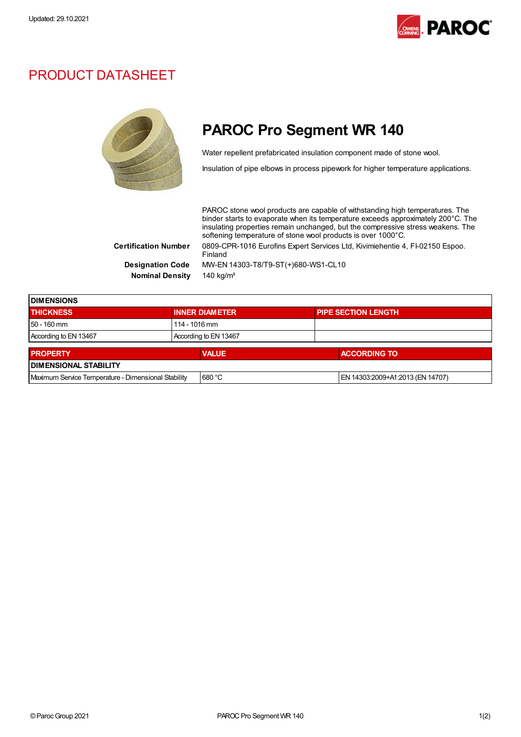Updated: 29.10.2021

# PRODUCT DATASHEET

## PAROC Pro Segment WR 140

Water repellent prefabricated insulation component made of stone wool.

Insulation of pipe elbows in process pipework for higher temperature applications.

PAROC stone wool products are capable of withstanding high temperatures. The binder starts to evaporate when its temperature exceeds approximately 200°C. The insulating properties remain unchanged, but the compressive stress weakens. The softening temperature of stone wool products is over 1000°C.

**Certification Number** 0809-CPR-1016 Eurofins Expert Services Ltd, Kivimiehentie 4, FI-02150 Espoo. Finland

**Designation Code** MW-EN 14303-T8/T9-ST(+)680-WS1-CL10

**Nominal Density** 140 kg/m³

**DIMENSIONS**

| THICKNESS | INNER DIAMETER | PIPE SECTION LENGTH |
|---|---|---|
| 50 - 160 mm | 114 - 1016 mm | |
| According to EN 13467 | According to EN 13467 | |

| PROPERTY | VALUE | ACCORDING TO |
|---|---|---|
| **DIMENSIONAL STABILITY** | | |
| Maximum Service Temperature - Dimensional Stability | 680 °C | EN 14303:2009+A1:2013 (EN 14707) |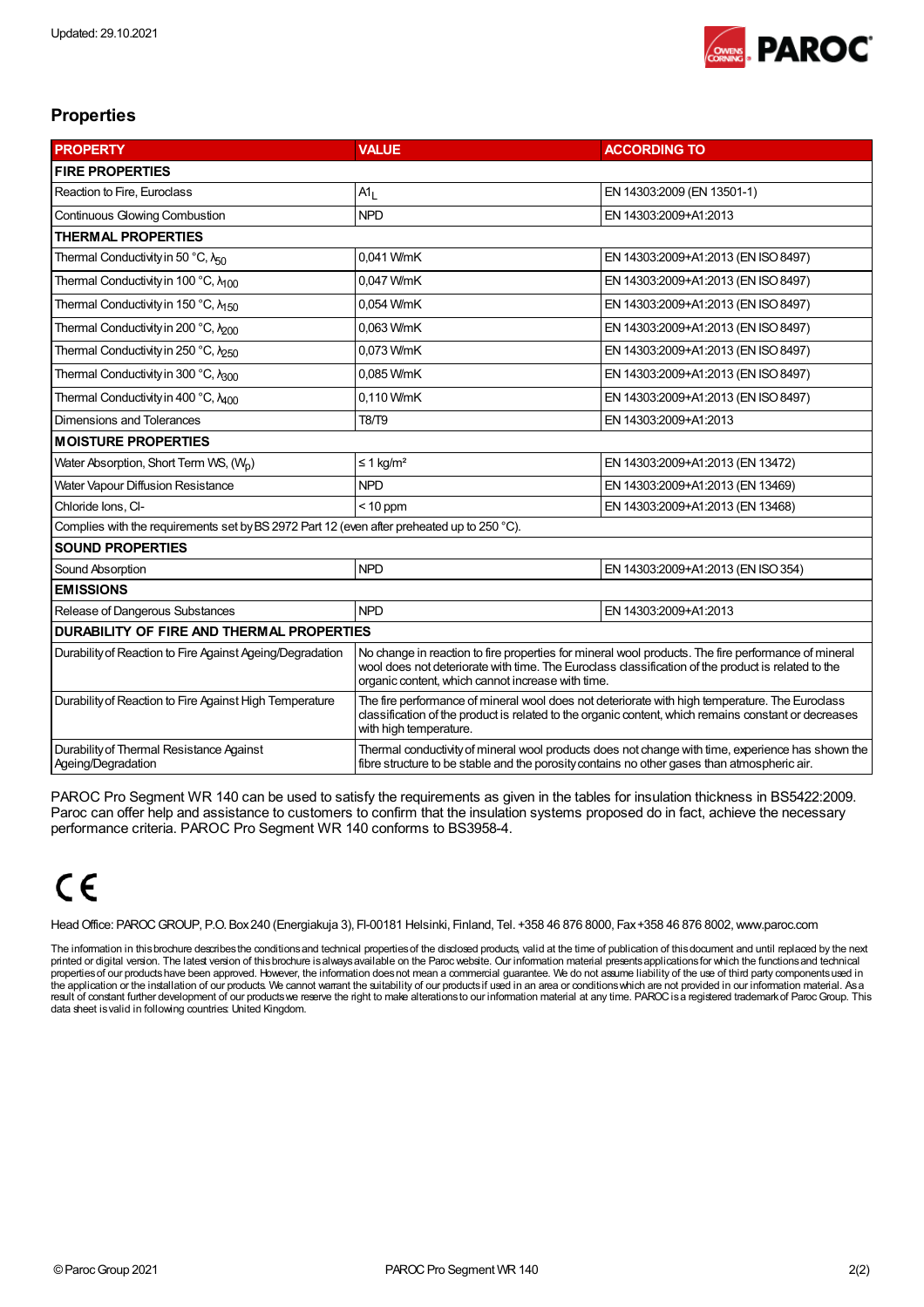Updated: 29.10.2021

## Properties

| PROPERTY | VALUE | ACCORDING TO |
|---|---|---|
| **FIRE PROPERTIES** | | |
| Reaction to Fire, Euroclass | $A1_L$ | EN 14303:2009 (EN 13501-1) |
| Continuous Glowing Combustion | NPD | EN 14303:2009+A1:2013 |
| **THERMAL PROPERTIES** | | |
| Thermal Conductivity in 50 °C, $\lambda_{50}$ | 0,041 W/mK | EN 14303:2009+A1:2013 (EN ISO 8497) |
| Thermal Conductivity in 100 °C, $\lambda_{100}$ | 0,047 W/mK | EN 14303:2009+A1:2013 (EN ISO 8497) |
| Thermal Conductivity in 150 °C, $\lambda_{150}$ | 0,054 W/mK | EN 14303:2009+A1:2013 (EN ISO 8497) |
| Thermal Conductivity in 200 °C, $\lambda_{200}$ | 0,063 W/mK | EN 14303:2009+A1:2013 (EN ISO 8497) |
| Thermal Conductivity in 250 °C, $\lambda_{250}$ | 0,073 W/mK | EN 14303:2009+A1:2013 (EN ISO 8497) |
| Thermal Conductivity in 300 °C, $\lambda_{300}$ | 0,085 W/mK | EN 14303:2009+A1:2013 (EN ISO 8497) |
| Thermal Conductivity in 400 °C, $\lambda_{400}$ | 0,110 W/mK | EN 14303:2009+A1:2013 (EN ISO 8497) |
| Dimensions and Tolerances | T8/T9 | EN 14303:2009+A1:2013 |
| **MOISTURE PROPERTIES** | | |
| Water Absorption, Short Term WS, ($W_p$) | ≤ 1 kg/m² | EN 14303:2009+A1:2013 (EN 13472) |
| Water Vapour Diffusion Resistance | NPD | EN 14303:2009+A1:2013 (EN 13469) |
| Chloride Ions, Cl- | < 10 ppm | EN 14303:2009+A1:2013 (EN 13468) |
| Complies with the requirements set by BS 2972 Part 12 (even after preheated up to 250 °C). | | |
| **SOUND PROPERTIES** | | |
| Sound Absorption | NPD | EN 14303:2009+A1:2013 (EN ISO 354) |
| **EMISSIONS** | | |
| Release of Dangerous Substances | NPD | EN 14303:2009+A1:2013 |
| **DURABILITY OF FIRE AND THERMAL PROPERTIES** | | |
| Durability of Reaction to Fire Against Ageing/Degradation | No change in reaction to fire properties for mineral wool products. The fire performance of mineral wool does not deteriorate with time. The Euroclass classification of the product is related to the organic content, which cannot increase with time. | |
| Durability of Reaction to Fire Against High Temperature | The fire performance of mineral wool does not deteriorate with high temperature. The Euroclass classification of the product is related to the organic content, which remains constant or decreases with high temperature. | |
| Durability of Thermal Resistance Against Ageing/Degradation | Thermal conductivity of mineral wool products does not change with time, experience has shown the fibre structure to be stable and the porosity contains no other gases than atmospheric air. | |

PAROC Pro Segment WR 140 can be used to satisfy the requirements as given in the tables for insulation thickness in BS5422:2009. Paroc can offer help and assistance to customers to confirm that the insulation systems proposed do in fact, achieve the necessary performance criteria. PAROC Pro Segment WR 140 conforms to BS3958-4.

CE

Head Office: PAROC GROUP, P.O. Box 240 (Energiakuja 3), FI-00181 Helsinki, Finland, Tel. +358 46 876 8000, Fax +358 46 876 8002, www.paroc.com

The information in this brochure describes the conditions and technical properties of the disclosed products, valid at the time of publication of this document and until replaced by the next printed or digital version. The latest version of this brochure is always available on the Paroc website. Our information material presents applications for which the functions and technical properties of our products have been approved. However, the information does not mean a commercial guarantee. We do not assume liability of the use of third party components used in the application or the installation of our products. We cannot warrant the suitability of our products if used in an area or conditions which are not provided in our information material. As a result of constant further development of our products we reserve the right to make alterations to our information material at any time. PAROC is a registered trademark of Paroc Group. This data sheet is valid in following countries: United Kingdom.

© Paroc Group 2021 PAROC Pro Segment WR 140